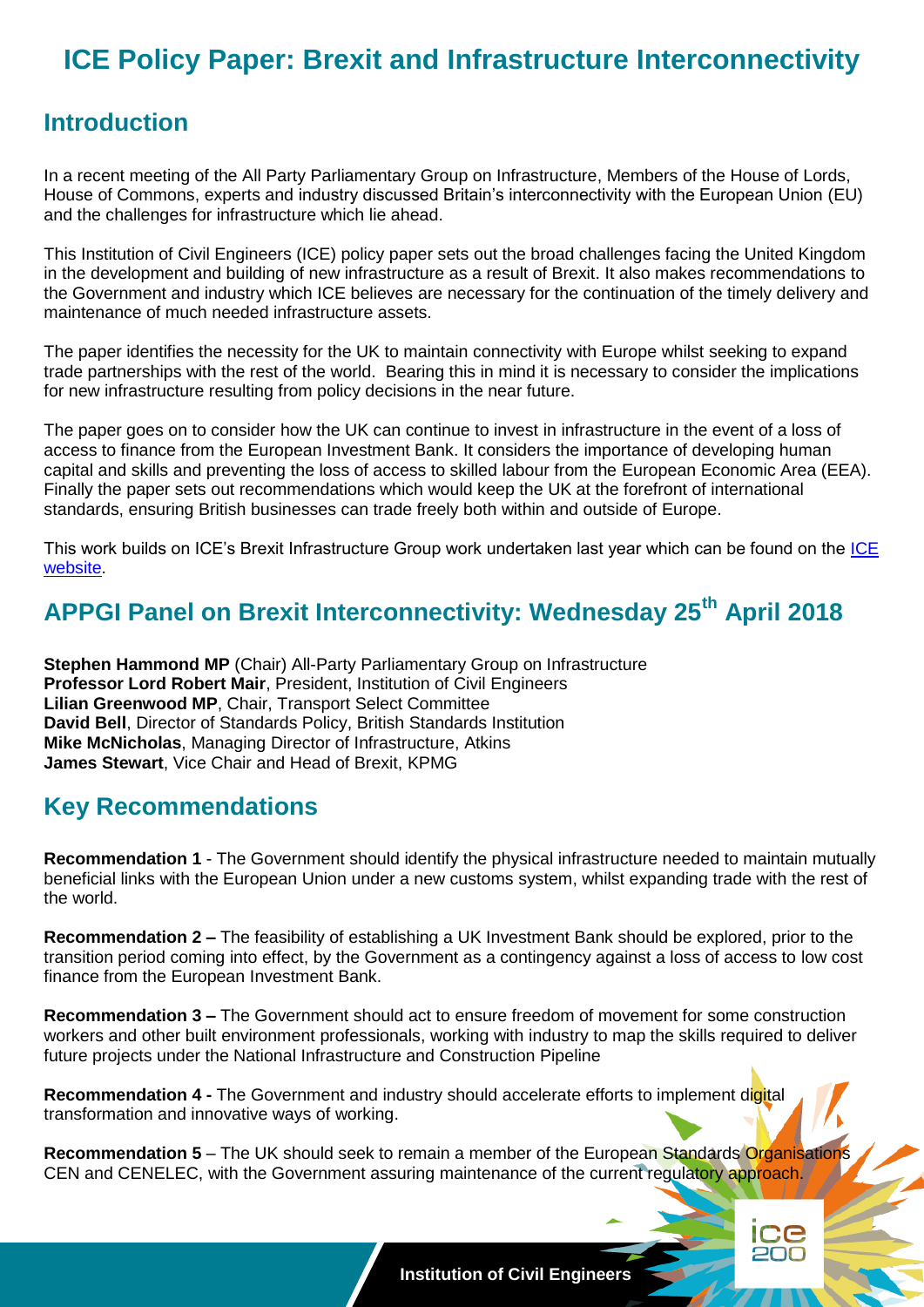# ICE Policy Paper: Brexit and Infrastructure Interconnectivity

## Introduction

In a recent meeting of the All Party Parliamentary Group on Infrastructure, Members of the House of Lords, House of Commons, experts and industry discussed Britain's interconnectivity with the European Union (EU) and the challenges for infrastructure which lie ahead.

This Institution of Civil Engineers (ICE) policy paper sets out the broad challenges facing the United Kingdom in the development and building of new infrastructure as a result of Brexit. It also makes recommendations to the Government and industry which ICE believes are necessary for the continuation of the timely delivery and maintenance of much needed infrastructure assets.

The paper identifies the necessity for the UK to maintain connectivity with Europe whilst seeking to expand trade partnerships with the rest of the world. Bearing this in mind it is necessary to consider the implications for new infrastructure resulting from policy decisions in the near future.

The paper goes on to consider how the UK can continue to invest in infrastructure in the event of a loss of access to finance from the European Investment Bank. It considers the importance of developing human capital and skills and preventing the loss of access to skilled labour from the European Economic Area (EEA). Finally the paper sets out recommendations which would keep the UK at the forefront of international standards, ensuring British businesses can trade freely both within and outside of Europe.

This work builds on ICE's Brexit Infrastructure Group work undertaken last year which can be found on the ICE website.

## APPGI Panel on Brexit Interconnectivity: Wednesday 25th April 2018

**Stephen Hammond MP** (Chair) All-Party Parliamentary Group on Infrastructure
**Professor Lord Robert Mair**, President, Institution of Civil Engineers
**Lilian Greenwood MP**, Chair, Transport Select Committee
**David Bell**, Director of Standards Policy, British Standards Institution
**Mike McNicholas**, Managing Director of Infrastructure, Atkins
**James Stewart**, Vice Chair and Head of Brexit, KPMG

## Key Recommendations

**Recommendation 1** - The Government should identify the physical infrastructure needed to maintain mutually beneficial links with the European Union under a new customs system, whilst expanding trade with the rest of the world.

**Recommendation 2 –** The feasibility of establishing a UK Investment Bank should be explored, prior to the transition period coming into effect, by the Government as a contingency against a loss of access to low cost finance from the European Investment Bank.

**Recommendation 3 –** The Government should act to ensure freedom of movement for some construction workers and other built environment professionals, working with industry to map the skills required to deliver future projects under the National Infrastructure and Construction Pipeline

**Recommendation 4 -** The Government and industry should accelerate efforts to implement digital transformation and innovative ways of working.

**Recommendation 5** – The UK should seek to remain a member of the European Standards Organisations CEN and CENELEC, with the Government assuring maintenance of the current regulatory approach.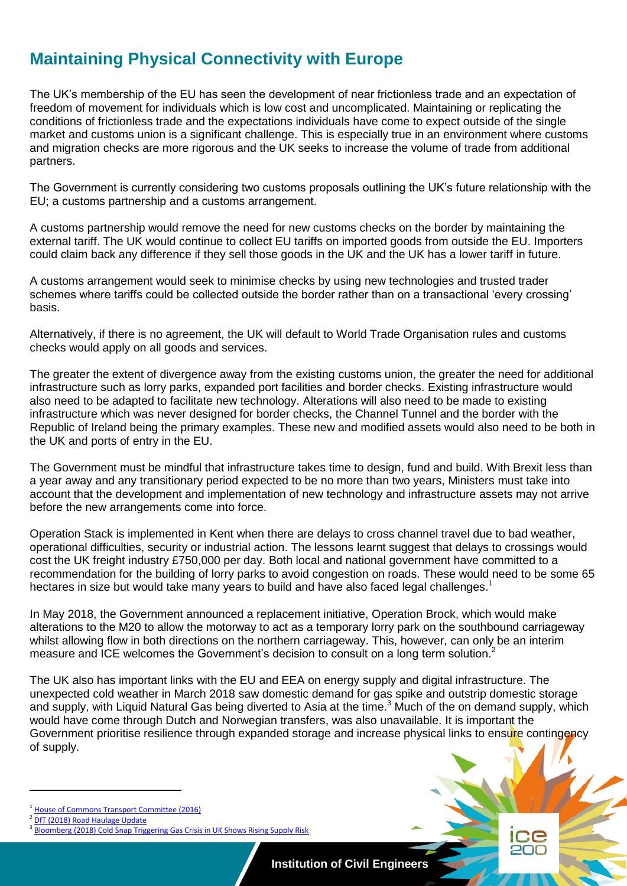## Maintaining Physical Connectivity with Europe

The UK's membership of the EU has seen the development of near frictionless trade and an expectation of freedom of movement for individuals which is low cost and uncomplicated. Maintaining or replicating the conditions of frictionless trade and the expectations individuals have come to expect outside of the single market and customs union is a significant challenge. This is especially true in an environment where customs and migration checks are more rigorous and the UK seeks to increase the volume of trade from additional partners.

The Government is currently considering two customs proposals outlining the UK's future relationship with the EU; a customs partnership and a customs arrangement.

A customs partnership would remove the need for new customs checks on the border by maintaining the external tariff. The UK would continue to collect EU tariffs on imported goods from outside the EU. Importers could claim back any difference if they sell those goods in the UK and the UK has a lower tariff in future.

A customs arrangement would seek to minimise checks by using new technologies and trusted trader schemes where tariffs could be collected outside the border rather than on a transactional 'every crossing' basis.

Alternatively, if there is no agreement, the UK will default to World Trade Organisation rules and customs checks would apply on all goods and services.

The greater the extent of divergence away from the existing customs union, the greater the need for additional infrastructure such as lorry parks, expanded port facilities and border checks. Existing infrastructure would also need to be adapted to facilitate new technology. Alterations will also need to be made to existing infrastructure which was never designed for border checks, the Channel Tunnel and the border with the Republic of Ireland being the primary examples. These new and modified assets would also need to be both in the UK and ports of entry in the EU.

The Government must be mindful that infrastructure takes time to design, fund and build. With Brexit less than a year away and any transitionary period expected to be no more than two years, Ministers must take into account that the development and implementation of new technology and infrastructure assets may not arrive before the new arrangements come into force.

Operation Stack is implemented in Kent when there are delays to cross channel travel due to bad weather, operational difficulties, security or industrial action. The lessons learnt suggest that delays to crossings would cost the UK freight industry £750,000 per day. Both local and national government have committed to a recommendation for the building of lorry parks to avoid congestion on roads. These would need to be some 65 hectares in size but would take many years to build and have also faced legal challenges.[1]

In May 2018, the Government announced a replacement initiative, Operation Brock, which would make alterations to the M20 to allow the motorway to act as a temporary lorry park on the southbound carriageway whilst allowing flow in both directions on the northern carriageway. This, however, can only be an interim measure and ICE welcomes the Government's decision to consult on a long term solution.[2]

The UK also has important links with the EU and EEA on energy supply and digital infrastructure. The unexpected cold weather in March 2018 saw domestic demand for gas spike and outstrip domestic storage and supply, with Liquid Natural Gas being diverted to Asia at the time.[3] Much of the on demand supply, which would have come through Dutch and Norwegian transfers, was also unavailable. It is important the Government prioritise resilience through expanded storage and increase physical links to ensure contingency of supply.

---

[1] House of Commons Transport Committee (2016)

[2] DfT (2018) Road Haulage Update

[3] Bloomberg (2018) Cold Snap Triggering Gas Crisis in UK Shows Rising Supply Risk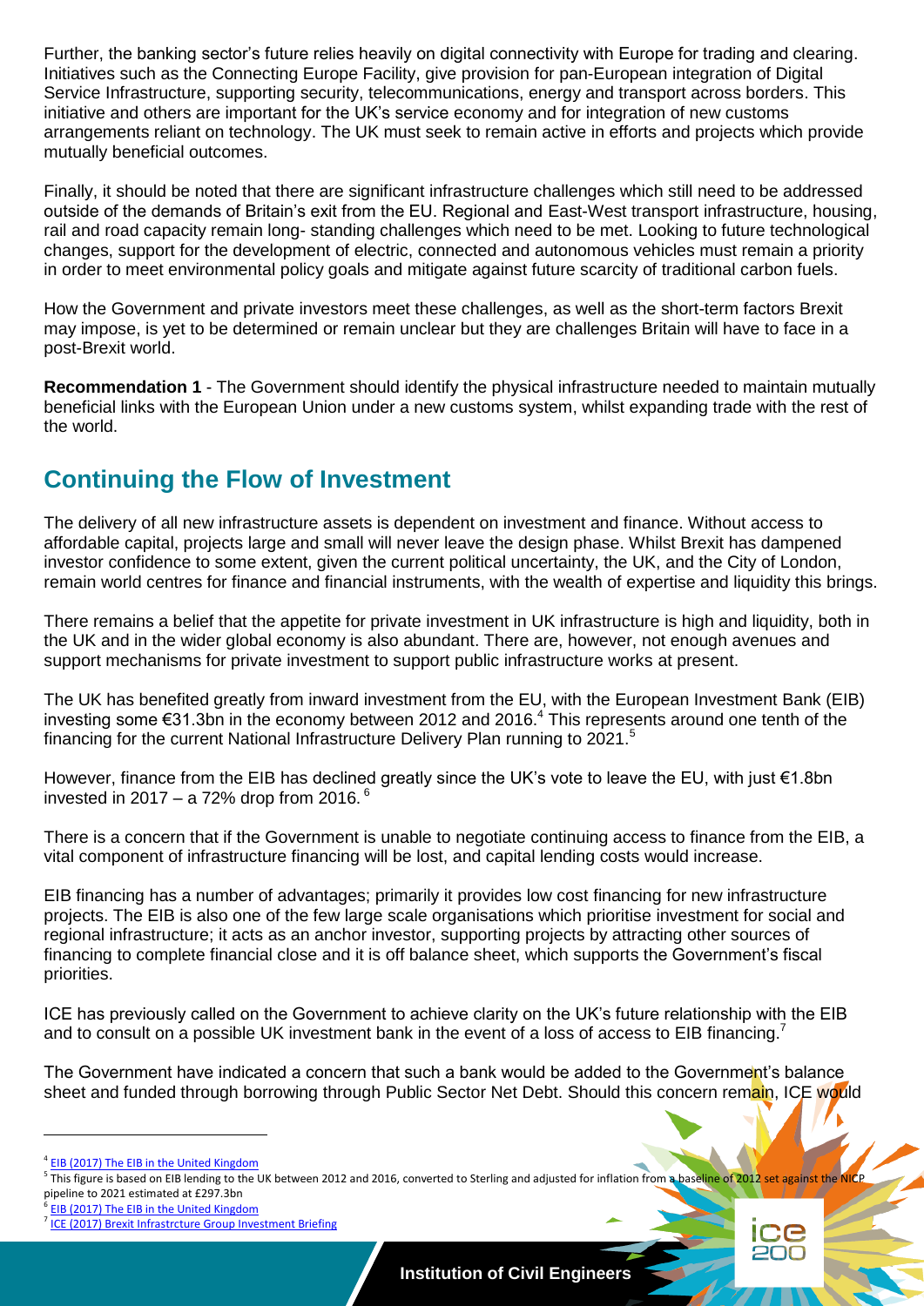Further, the banking sector's future relies heavily on digital connectivity with Europe for trading and clearing. Initiatives such as the Connecting Europe Facility, give provision for pan-European integration of Digital Service Infrastructure, supporting security, telecommunications, energy and transport across borders. This initiative and others are important for the UK's service economy and for integration of new customs arrangements reliant on technology. The UK must seek to remain active in efforts and projects which provide mutually beneficial outcomes.

Finally, it should be noted that there are significant infrastructure challenges which still need to be addressed outside of the demands of Britain's exit from the EU. Regional and East-West transport infrastructure, housing, rail and road capacity remain long- standing challenges which need to be met. Looking to future technological changes, support for the development of electric, connected and autonomous vehicles must remain a priority in order to meet environmental policy goals and mitigate against future scarcity of traditional carbon fuels.

How the Government and private investors meet these challenges, as well as the short-term factors Brexit may impose, is yet to be determined or remain unclear but they are challenges Britain will have to face in a post-Brexit world.

**Recommendation 1** - The Government should identify the physical infrastructure needed to maintain mutually beneficial links with the European Union under a new customs system, whilst expanding trade with the rest of the world.

## Continuing the Flow of Investment

The delivery of all new infrastructure assets is dependent on investment and finance. Without access to affordable capital, projects large and small will never leave the design phase. Whilst Brexit has dampened investor confidence to some extent, given the current political uncertainty, the UK, and the City of London, remain world centres for finance and financial instruments, with the wealth of expertise and liquidity this brings.

There remains a belief that the appetite for private investment in UK infrastructure is high and liquidity, both in the UK and in the wider global economy is also abundant. There are, however, not enough avenues and support mechanisms for private investment to support public infrastructure works at present.

The UK has benefited greatly from inward investment from the EU, with the European Investment Bank (EIB) investing some €31.3bn in the economy between 2012 and 2016.[4] This represents around one tenth of the financing for the current National Infrastructure Delivery Plan running to 2021.[5]

However, finance from the EIB has declined greatly since the UK's vote to leave the EU, with just €1.8bn invested in 2017 – a 72% drop from 2016.[6]

There is a concern that if the Government is unable to negotiate continuing access to finance from the EIB, a vital component of infrastructure financing will be lost, and capital lending costs would increase.

EIB financing has a number of advantages; primarily it provides low cost financing for new infrastructure projects. The EIB is also one of the few large scale organisations which prioritise investment for social and regional infrastructure; it acts as an anchor investor, supporting projects by attracting other sources of financing to complete financial close and it is off balance sheet, which supports the Government's fiscal priorities.

ICE has previously called on the Government to achieve clarity on the UK's future relationship with the EIB and to consult on a possible UK investment bank in the event of a loss of access to EIB financing.[7]

The Government have indicated a concern that such a bank would be added to the Government's balance sheet and funded through borrowing through Public Sector Net Debt. Should this concern remain, ICE would

---

[4] EIB (2017) The EIB in the United Kingdom

[5] This figure is based on EIB lending to the UK between 2012 and 2016, converted to Sterling and adjusted for inflation from a baseline of 2012 set against the NICP pipeline to 2021 estimated at £297.3bn

[6] EIB (2017) The EIB in the United Kingdom

[7] ICE (2017) Brexit Infrastrcture Group Investment Briefing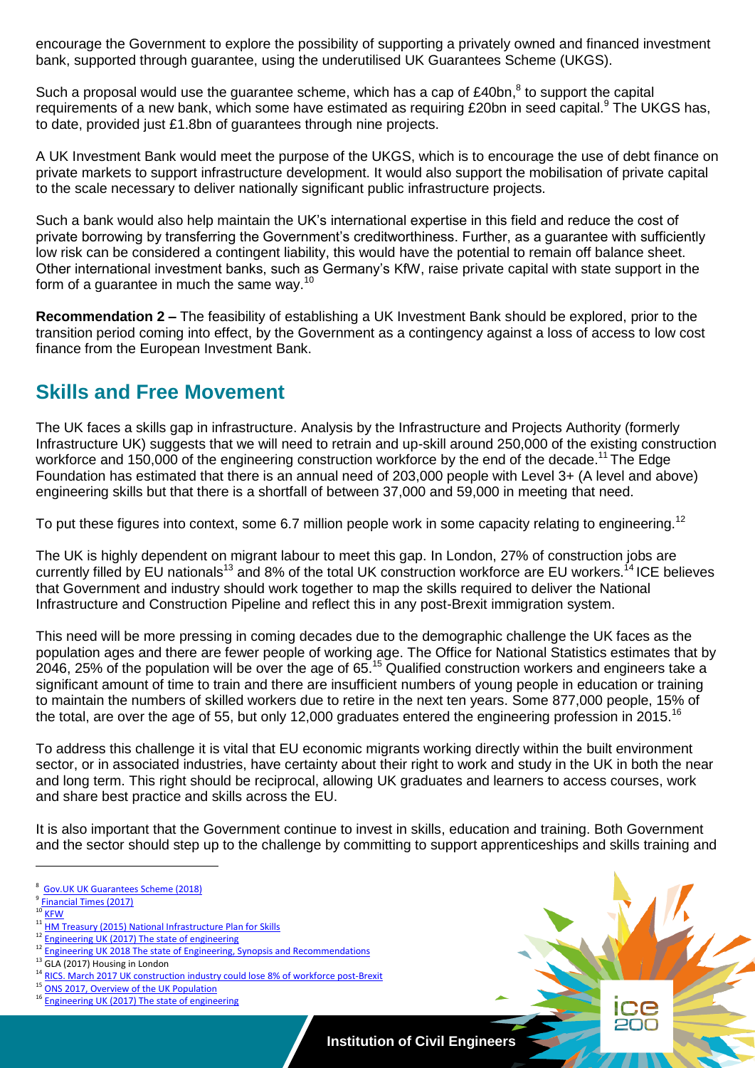encourage the Government to explore the possibility of supporting a privately owned and financed investment bank, supported through guarantee, using the underutilised UK Guarantees Scheme (UKGS).

Such a proposal would use the guarantee scheme, which has a cap of £40bn,[8] to support the capital requirements of a new bank, which some have estimated as requiring £20bn in seed capital.[9] The UKGS has, to date, provided just £1.8bn of guarantees through nine projects.

A UK Investment Bank would meet the purpose of the UKGS, which is to encourage the use of debt finance on private markets to support infrastructure development. It would also support the mobilisation of private capital to the scale necessary to deliver nationally significant public infrastructure projects.

Such a bank would also help maintain the UK's international expertise in this field and reduce the cost of private borrowing by transferring the Government's creditworthiness. Further, as a guarantee with sufficiently low risk can be considered a contingent liability, this would have the potential to remain off balance sheet. Other international investment banks, such as Germany's KfW, raise private capital with state support in the form of a guarantee in much the same way.[10]

**Recommendation 2 –** The feasibility of establishing a UK Investment Bank should be explored, prior to the transition period coming into effect, by the Government as a contingency against a loss of access to low cost finance from the European Investment Bank.

## Skills and Free Movement

The UK faces a skills gap in infrastructure. Analysis by the Infrastructure and Projects Authority (formerly Infrastructure UK) suggests that we will need to retrain and up-skill around 250,000 of the existing construction workforce and 150,000 of the engineering construction workforce by the end of the decade.[11] The Edge Foundation has estimated that there is an annual need of 203,000 people with Level 3+ (A level and above) engineering skills but that there is a shortfall of between 37,000 and 59,000 in meeting that need.

To put these figures into context, some 6.7 million people work in some capacity relating to engineering.[12]

The UK is highly dependent on migrant labour to meet this gap. In London, 27% of construction jobs are currently filled by EU nationals[13] and 8% of the total UK construction workforce are EU workers.[14] ICE believes that Government and industry should work together to map the skills required to deliver the National Infrastructure and Construction Pipeline and reflect this in any post-Brexit immigration system.

This need will be more pressing in coming decades due to the demographic challenge the UK faces as the population ages and there are fewer people of working age. The Office for National Statistics estimates that by 2046, 25% of the population will be over the age of 65.[15] Qualified construction workers and engineers take a significant amount of time to train and there are insufficient numbers of young people in education or training to maintain the numbers of skilled workers due to retire in the next ten years. Some 877,000 people, 15% of the total, are over the age of 55, but only 12,000 graduates entered the engineering profession in 2015.[16]

To address this challenge it is vital that EU economic migrants working directly within the built environment sector, or in associated industries, have certainty about their right to work and study in the UK in both the near and long term. This right should be reciprocal, allowing UK graduates and learners to access courses, work and share best practice and skills across the EU.

It is also important that the Government continue to invest in skills, education and training. Both Government and the sector should step up to the challenge by committing to support apprenticeships and skills training and

---

[8] Gov.UK UK Guarantees Scheme (2018)
[9] Financial Times (2017)
[10] KFW
[11] HM Treasury (2015) National Infrastructure Plan for Skills
[12] Engineering UK (2017) The state of engineering
[12] Engineering UK 2018 The state of Engineering, Synopsis and Recommendations
[13] GLA (2017) Housing in London
[14] RICS. March 2017 UK construction industry could lose 8% of workforce post-Brexit
[15] ONS 2017, Overview of the UK Population
[16] Engineering UK (2017) The state of engineering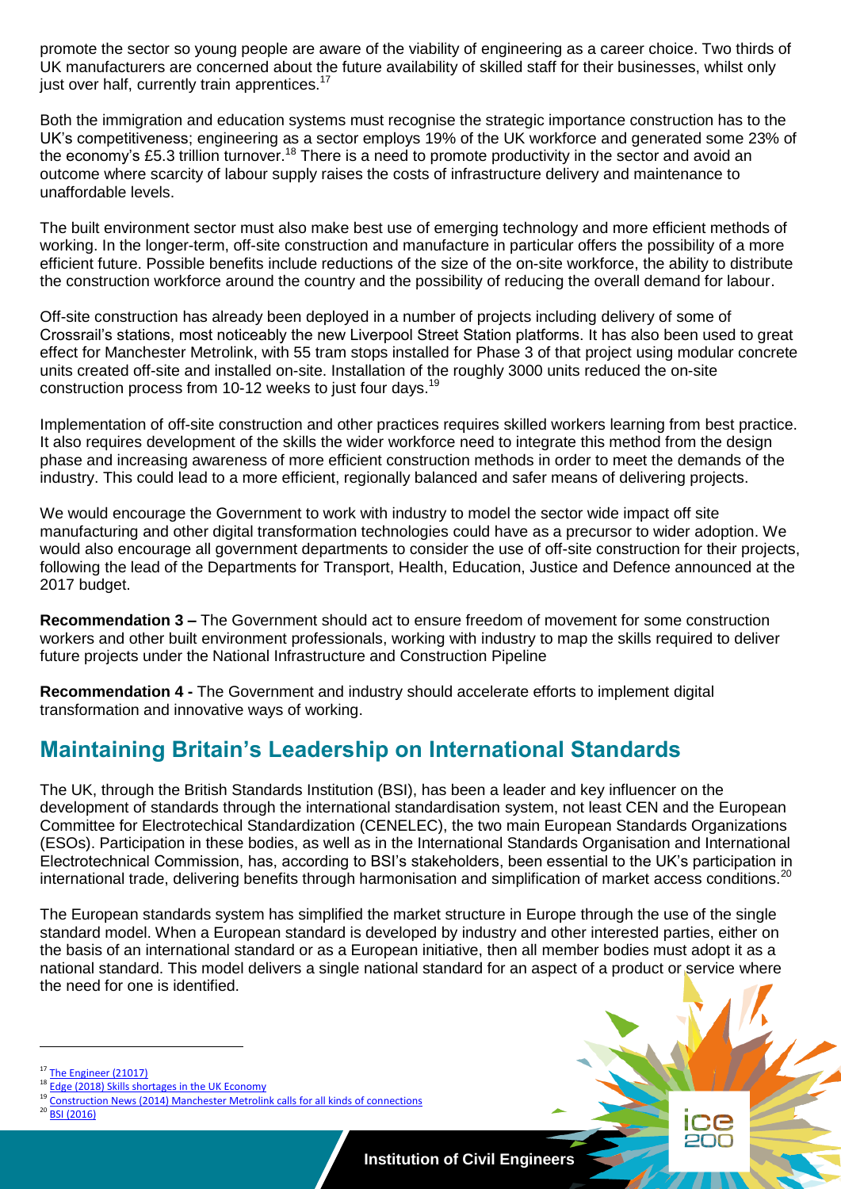promote the sector so young people are aware of the viability of engineering as a career choice. Two thirds of UK manufacturers are concerned about the future availability of skilled staff for their businesses, whilst only just over half, currently train apprentices.[17]

Both the immigration and education systems must recognise the strategic importance construction has to the UK's competitiveness; engineering as a sector employs 19% of the UK workforce and generated some 23% of the economy's £5.3 trillion turnover.[18] There is a need to promote productivity in the sector and avoid an outcome where scarcity of labour supply raises the costs of infrastructure delivery and maintenance to unaffordable levels.

The built environment sector must also make best use of emerging technology and more efficient methods of working. In the longer-term, off-site construction and manufacture in particular offers the possibility of a more efficient future. Possible benefits include reductions of the size of the on-site workforce, the ability to distribute the construction workforce around the country and the possibility of reducing the overall demand for labour.

Off-site construction has already been deployed in a number of projects including delivery of some of Crossrail's stations, most noticeably the new Liverpool Street Station platforms. It has also been used to great effect for Manchester Metrolink, with 55 tram stops installed for Phase 3 of that project using modular concrete units created off-site and installed on-site. Installation of the roughly 3000 units reduced the on-site construction process from 10-12 weeks to just four days.[19]

Implementation of off-site construction and other practices requires skilled workers learning from best practice. It also requires development of the skills the wider workforce need to integrate this method from the design phase and increasing awareness of more efficient construction methods in order to meet the demands of the industry. This could lead to a more efficient, regionally balanced and safer means of delivering projects.

We would encourage the Government to work with industry to model the sector wide impact off site manufacturing and other digital transformation technologies could have as a precursor to wider adoption. We would also encourage all government departments to consider the use of off-site construction for their projects, following the lead of the Departments for Transport, Health, Education, Justice and Defence announced at the 2017 budget.

**Recommendation 3 –** The Government should act to ensure freedom of movement for some construction workers and other built environment professionals, working with industry to map the skills required to deliver future projects under the National Infrastructure and Construction Pipeline

**Recommendation 4 -** The Government and industry should accelerate efforts to implement digital transformation and innovative ways of working.

## Maintaining Britain's Leadership on International Standards

The UK, through the British Standards Institution (BSI), has been a leader and key influencer on the development of standards through the international standardisation system, not least CEN and the European Committee for Electrotechical Standardization (CENELEC), the two main European Standards Organizations (ESOs). Participation in these bodies, as well as in the International Standards Organisation and International Electrotechnical Commission, has, according to BSI's stakeholders, been essential to the UK's participation in international trade, delivering benefits through harmonisation and simplification of market access conditions.[20]

The European standards system has simplified the market structure in Europe through the use of the single standard model. When a European standard is developed by industry and other interested parties, either on the basis of an international standard or as a European initiative, then all member bodies must adopt it as a national standard. This model delivers a single national standard for an aspect of a product or service where the need for one is identified.

[17] The Engineer (21017)

[18] Edge (2018) Skills shortages in the UK Economy

[19] Construction News (2014) Manchester Metrolink calls for all kinds of connections

[20] BSI (2016)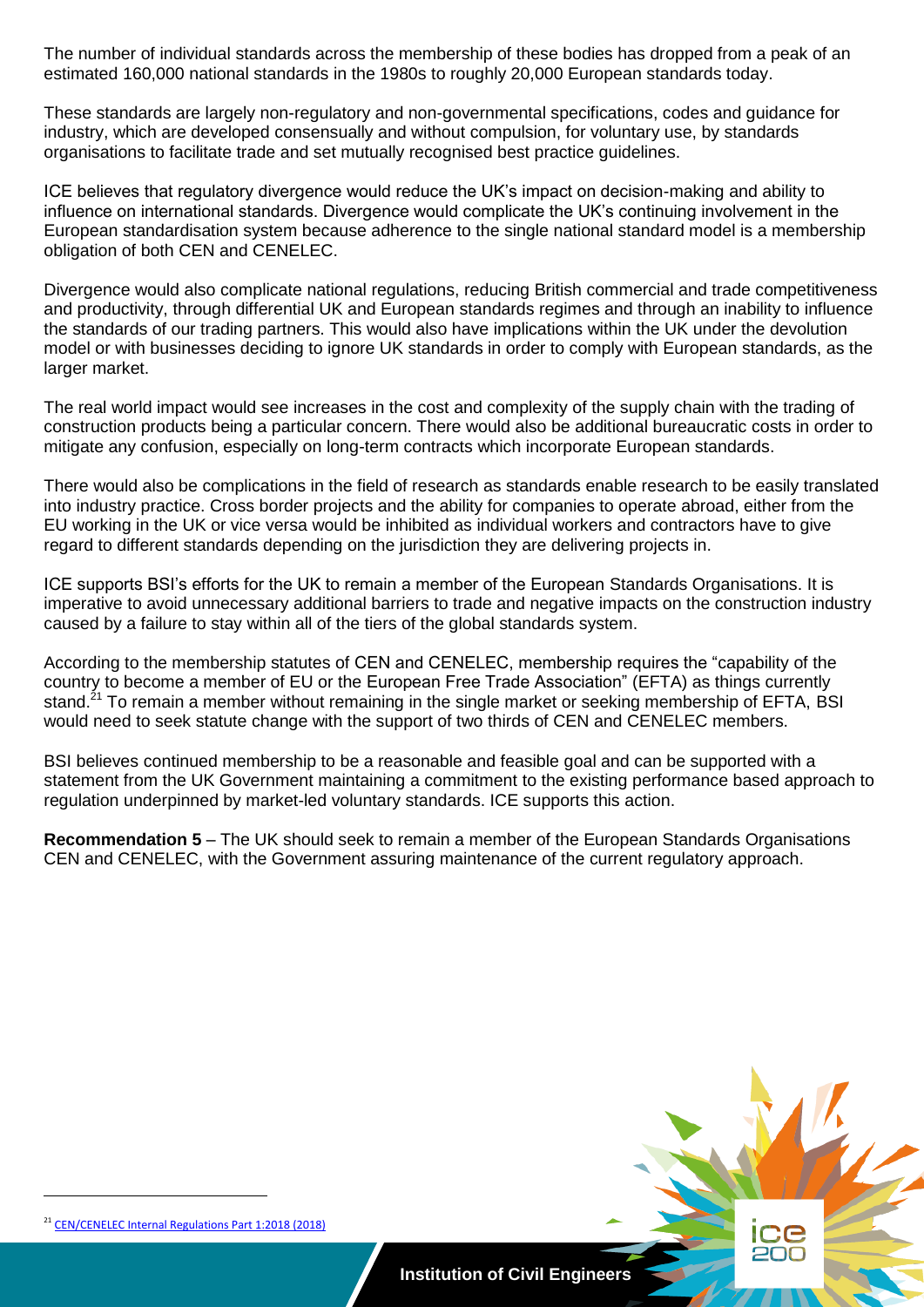The number of individual standards across the membership of these bodies has dropped from a peak of an estimated 160,000 national standards in the 1980s to roughly 20,000 European standards today.

These standards are largely non-regulatory and non-governmental specifications, codes and guidance for industry, which are developed consensually and without compulsion, for voluntary use, by standards organisations to facilitate trade and set mutually recognised best practice guidelines.

ICE believes that regulatory divergence would reduce the UK's impact on decision-making and ability to influence on international standards. Divergence would complicate the UK's continuing involvement in the European standardisation system because adherence to the single national standard model is a membership obligation of both CEN and CENELEC.

Divergence would also complicate national regulations, reducing British commercial and trade competitiveness and productivity, through differential UK and European standards regimes and through an inability to influence the standards of our trading partners. This would also have implications within the UK under the devolution model or with businesses deciding to ignore UK standards in order to comply with European standards, as the larger market.

The real world impact would see increases in the cost and complexity of the supply chain with the trading of construction products being a particular concern. There would also be additional bureaucratic costs in order to mitigate any confusion, especially on long-term contracts which incorporate European standards.

There would also be complications in the field of research as standards enable research to be easily translated into industry practice. Cross border projects and the ability for companies to operate abroad, either from the EU working in the UK or vice versa would be inhibited as individual workers and contractors have to give regard to different standards depending on the jurisdiction they are delivering projects in.

ICE supports BSI's efforts for the UK to remain a member of the European Standards Organisations. It is imperative to avoid unnecessary additional barriers to trade and negative impacts on the construction industry caused by a failure to stay within all of the tiers of the global standards system.

According to the membership statutes of CEN and CENELEC, membership requires the "capability of the country to become a member of EU or the European Free Trade Association" (EFTA) as things currently stand.[21] To remain a member without remaining in the single market or seeking membership of EFTA, BSI would need to seek statute change with the support of two thirds of CEN and CENELEC members.

BSI believes continued membership to be a reasonable and feasible goal and can be supported with a statement from the UK Government maintaining a commitment to the existing performance based approach to regulation underpinned by market-led voluntary standards. ICE supports this action.

**Recommendation 5** – The UK should seek to remain a member of the European Standards Organisations CEN and CENELEC, with the Government assuring maintenance of the current regulatory approach.

[21] CEN/CENELEC Internal Regulations Part 1:2018 (2018)